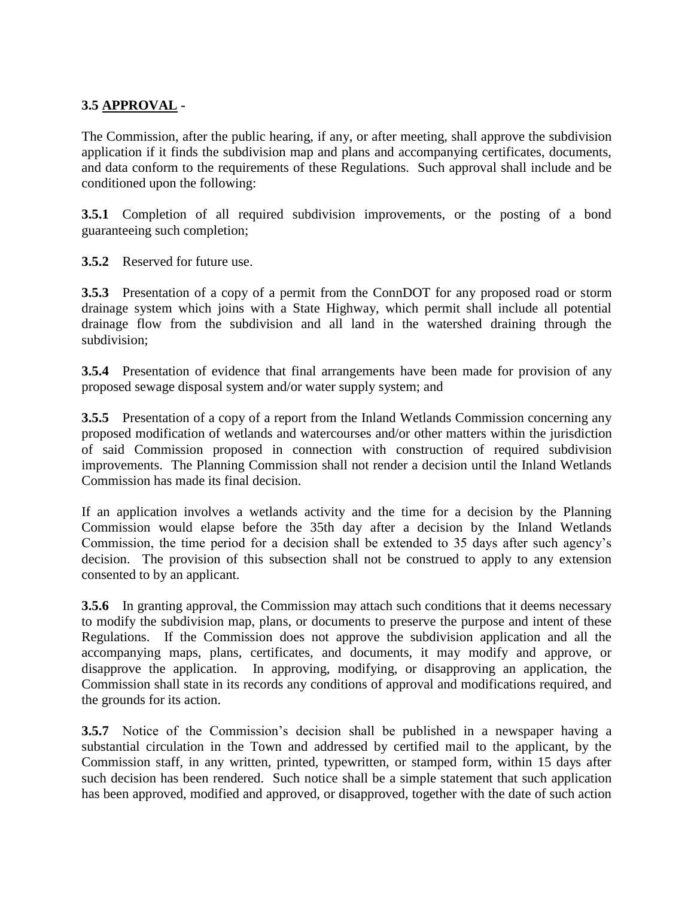### 3.5 <u>APPROVAL</u> -

The Commission, after the public hearing, if any, or after meeting, shall approve the subdivision application if it finds the subdivision map and plans and accompanying certificates, documents, and data conform to the requirements of these Regulations. Such approval shall include and be conditioned upon the following:

**3.5.1** Completion of all required subdivision improvements, or the posting of a bond guaranteeing such completion;

**3.5.2** Reserved for future use.

**3.5.3** Presentation of a copy of a permit from the ConnDOT for any proposed road or storm drainage system which joins with a State Highway, which permit shall include all potential drainage flow from the subdivision and all land in the watershed draining through the subdivision;

**3.5.4** Presentation of evidence that final arrangements have been made for provision of any proposed sewage disposal system and/or water supply system; and

**3.5.5** Presentation of a copy of a report from the Inland Wetlands Commission concerning any proposed modification of wetlands and watercourses and/or other matters within the jurisdiction of said Commission proposed in connection with construction of required subdivision improvements. The Planning Commission shall not render a decision until the Inland Wetlands Commission has made its final decision.

If an application involves a wetlands activity and the time for a decision by the Planning Commission would elapse before the 35th day after a decision by the Inland Wetlands Commission, the time period for a decision shall be extended to 35 days after such agency's decision. The provision of this subsection shall not be construed to apply to any extension consented to by an applicant.

**3.5.6** In granting approval, the Commission may attach such conditions that it deems necessary to modify the subdivision map, plans, or documents to preserve the purpose and intent of these Regulations. If the Commission does not approve the subdivision application and all the accompanying maps, plans, certificates, and documents, it may modify and approve, or disapprove the application. In approving, modifying, or disapproving an application, the Commission shall state in its records any conditions of approval and modifications required, and the grounds for its action.

**3.5.7** Notice of the Commission's decision shall be published in a newspaper having a substantial circulation in the Town and addressed by certified mail to the applicant, by the Commission staff, in any written, printed, typewritten, or stamped form, within 15 days after such decision has been rendered. Such notice shall be a simple statement that such application has been approved, modified and approved, or disapproved, together with the date of such action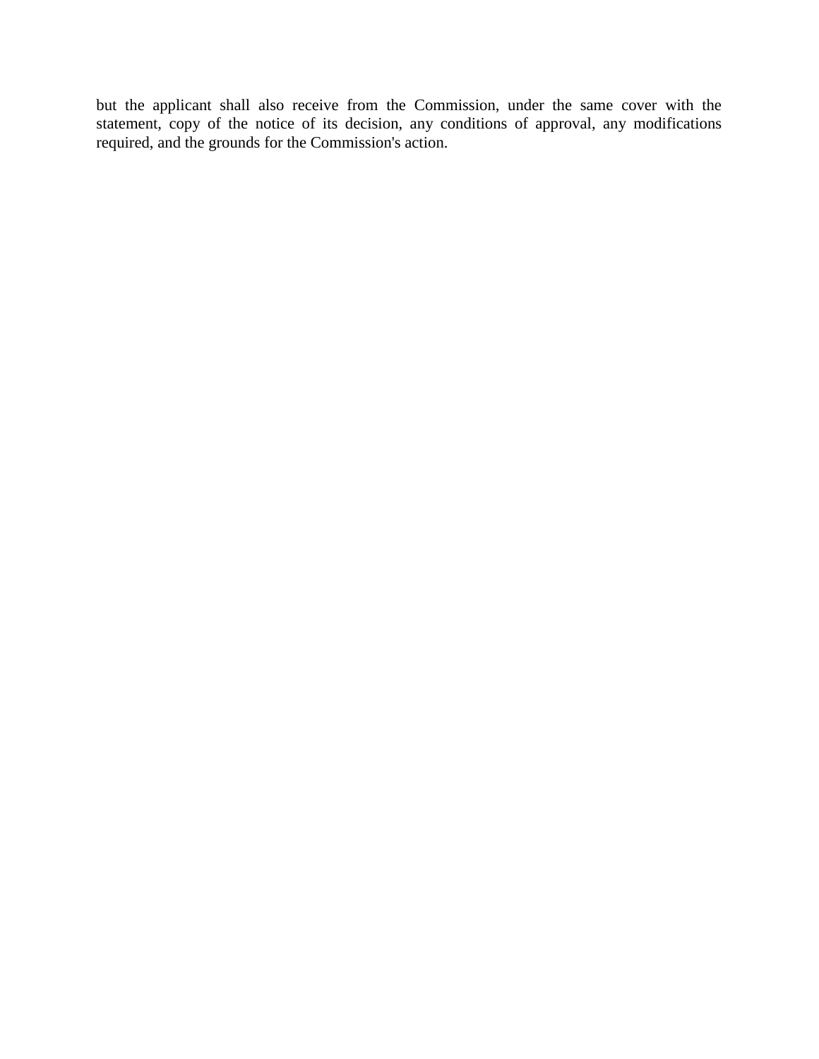but the applicant shall also receive from the Commission, under the same cover with the statement, copy of the notice of its decision, any conditions of approval, any modifications required, and the grounds for the Commission's action.